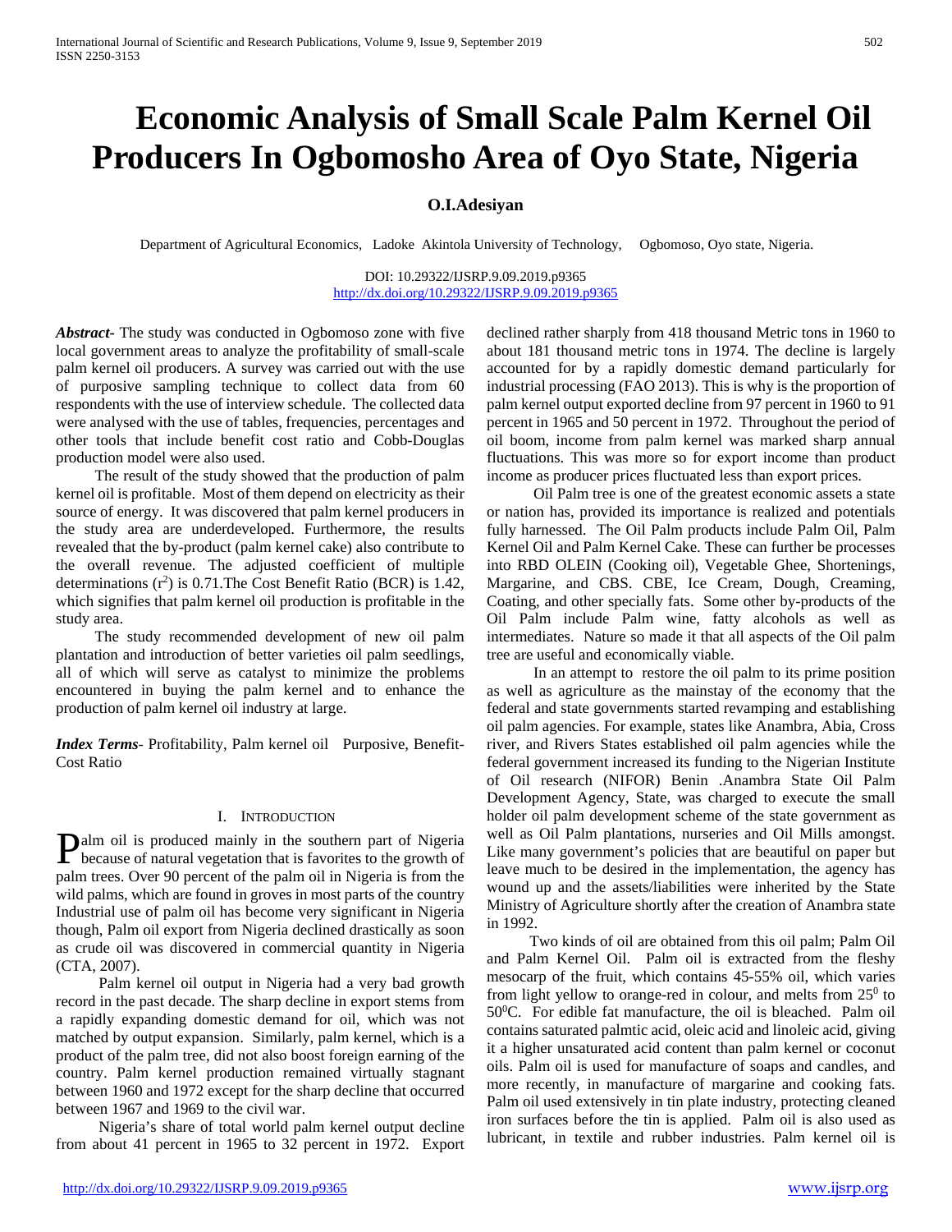// Economic Analysis of Small Scale Palm Kernel Oil Producers In Ogbomosho Area of Oyo State, Nigeria

# Economic Analysis of Small Scale Palm Kernel Oil Producers In Ogbomosho Area of Oyo State, Nigeria

**O.I.Adesiyan**

Department of Agricultural Economics, Ladoke Akintola University of Technology, Ogbomoso, Oyo state, Nigeria.

DOI: 10.29322/IJSRP.9.09.2019.p9365
http://dx.doi.org/10.29322/IJSRP.9.09.2019.p9365

***Abstract***- The study was conducted in Ogbomoso zone with five local government areas to analyze the profitability of small-scale palm kernel oil producers. A survey was carried out with the use of purposive sampling technique to collect data from 60 respondents with the use of interview schedule. The collected data were analysed with the use of tables, frequencies, percentages and other tools that include benefit cost ratio and Cobb-Douglas production model were also used.

The result of the study showed that the production of palm kernel oil is profitable. Most of them depend on electricity as their source of energy. It was discovered that palm kernel producers in the study area are underdeveloped. Furthermore, the results revealed that the by-product (palm kernel cake) also contribute to the overall revenue. The adjusted coefficient of multiple determinations ($r^2$) is 0.71.The Cost Benefit Ratio (BCR) is 1.42, which signifies that palm kernel oil production is profitable in the study area.

The study recommended development of new oil palm plantation and introduction of better varieties oil palm seedlings, all of which will serve as catalyst to minimize the problems encountered in buying the palm kernel and to enhance the production of palm kernel oil industry at large.

***Index Terms***- Profitability, Palm kernel oil Purposive, Benefit-Cost Ratio

## I. Introduction

Palm oil is produced mainly in the southern part of Nigeria because of natural vegetation that is favorites to the growth of palm trees. Over 90 percent of the palm oil in Nigeria is from the wild palms, which are found in groves in most parts of the country Industrial use of palm oil has become very significant in Nigeria though, Palm oil export from Nigeria declined drastically as soon as crude oil was discovered in commercial quantity in Nigeria (CTA, 2007).

Palm kernel oil output in Nigeria had a very bad growth record in the past decade. The sharp decline in export stems from a rapidly expanding domestic demand for oil, which was not matched by output expansion. Similarly, palm kernel, which is a product of the palm tree, did not also boost foreign earning of the country. Palm kernel production remained virtually stagnant between 1960 and 1972 except for the sharp decline that occurred between 1967 and 1969 to the civil war.

Nigeria's share of total world palm kernel output decline from about 41 percent in 1965 to 32 percent in 1972. Export declined rather sharply from 418 thousand Metric tons in 1960 to about 181 thousand metric tons in 1974. The decline is largely accounted for by a rapidly domestic demand particularly for industrial processing (FAO 2013). This is why is the proportion of palm kernel output exported decline from 97 percent in 1960 to 91 percent in 1965 and 50 percent in 1972. Throughout the period of oil boom, income from palm kernel was marked sharp annual fluctuations. This was more so for export income than product income as producer prices fluctuated less than export prices.

Oil Palm tree is one of the greatest economic assets a state or nation has, provided its importance is realized and potentials fully harnessed. The Oil Palm products include Palm Oil, Palm Kernel Oil and Palm Kernel Cake. These can further be processes into RBD OLEIN (Cooking oil), Vegetable Ghee, Shortenings, Margarine, and CBS. CBE, Ice Cream, Dough, Creaming, Coating, and other specially fats. Some other by-products of the Oil Palm include Palm wine, fatty alcohols as well as intermediates. Nature so made it that all aspects of the Oil palm tree are useful and economically viable.

In an attempt to restore the oil palm to its prime position as well as agriculture as the mainstay of the economy that the federal and state governments started revamping and establishing oil palm agencies. For example, states like Anambra, Abia, Cross river, and Rivers States established oil palm agencies while the federal government increased its funding to the Nigerian Institute of Oil research (NIFOR) Benin .Anambra State Oil Palm Development Agency, State, was charged to execute the small holder oil palm development scheme of the state government as well as Oil Palm plantations, nurseries and Oil Mills amongst. Like many government's policies that are beautiful on paper but leave much to be desired in the implementation, the agency has wound up and the assets/liabilities were inherited by the State Ministry of Agriculture shortly after the creation of Anambra state in 1992.

Two kinds of oil are obtained from this oil palm; Palm Oil and Palm Kernel Oil. Palm oil is extracted from the fleshy mesocarp of the fruit, which contains 45-55% oil, which varies from light yellow to orange-red in colour, and melts from $25^0$ to $50^0$C. For edible fat manufacture, the oil is bleached. Palm oil contains saturated palmtic acid, oleic acid and linoleic acid, giving it a higher unsaturated acid content than palm kernel or coconut oils. Palm oil is used for manufacture of soaps and candles, and more recently, in manufacture of margarine and cooking fats. Palm oil used extensively in tin plate industry, protecting cleaned iron surfaces before the tin is applied. Palm oil is also used as lubricant, in textile and rubber industries. Palm kernel oil is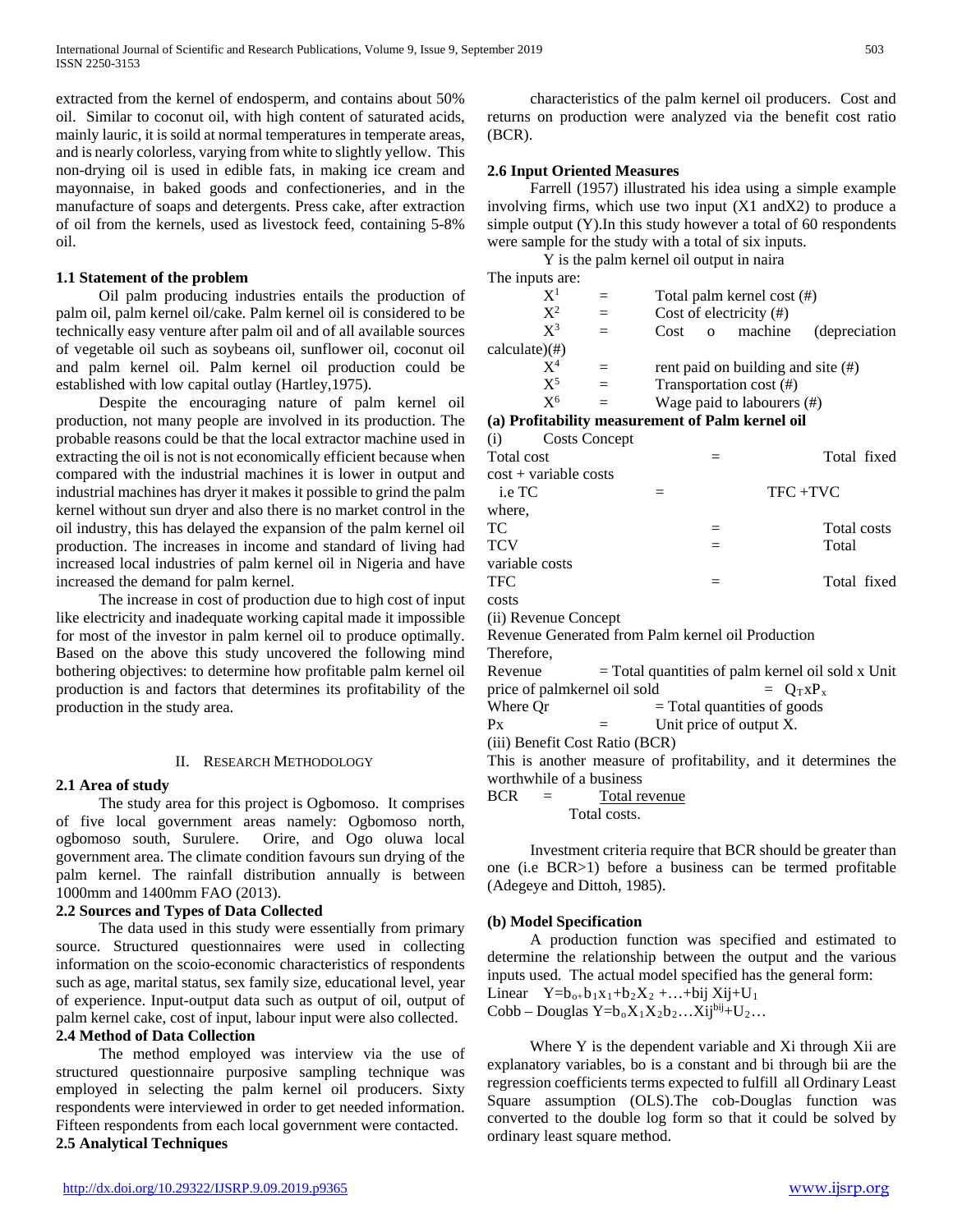extracted from the kernel of endosperm, and contains about 50% oil. Similar to coconut oil, with high content of saturated acids, mainly lauric, it is soild at normal temperatures in temperate areas, and is nearly colorless, varying from white to slightly yellow. This non-drying oil is used in edible fats, in making ice cream and mayonnaise, in baked goods and confectioneries, and in the manufacture of soaps and detergents. Press cake, after extraction of oil from the kernels, used as livestock feed, containing 5-8% oil.

### 1.1 Statement of the problem

Oil palm producing industries entails the production of palm oil, palm kernel oil/cake. Palm kernel oil is considered to be technically easy venture after palm oil and of all available sources of vegetable oil such as soybeans oil, sunflower oil, coconut oil and palm kernel oil. Palm kernel oil production could be established with low capital outlay (Hartley,1975).

Despite the encouraging nature of palm kernel oil production, not many people are involved in its production. The probable reasons could be that the local extractor machine used in extracting the oil is not is not economically efficient because when compared with the industrial machines it is lower in output and industrial machines has dryer it makes it possible to grind the palm kernel without sun dryer and also there is no market control in the oil industry, this has delayed the expansion of the palm kernel oil production. The increases in income and standard of living had increased local industries of palm kernel oil in Nigeria and have increased the demand for palm kernel.

The increase in cost of production due to high cost of input like electricity and inadequate working capital made it impossible for most of the investor in palm kernel oil to produce optimally. Based on the above this study uncovered the following mind bothering objectives: to determine how profitable palm kernel oil production is and factors that determines its profitability of the production in the study area.

## II. Research Methodology

### 2.1 Area of study

The study area for this project is Ogbomoso. It comprises of five local government areas namely: Ogbomoso north, ogbomoso south, Surulere. Orire, and Ogo oluwa local government area. The climate condition favours sun drying of the palm kernel. The rainfall distribution annually is between 1000mm and 1400mm FAO (2013).

### 2.2 Sources and Types of Data Collected

The data used in this study were essentially from primary source. Structured questionnaires were used in collecting information on the scoio-economic characteristics of respondents such as age, marital status, sex family size, educational level, year of experience. Input-output data such as output of oil, output of palm kernel cake, cost of input, labour input were also collected.

### 2.4 Method of Data Collection

The method employed was interview via the use of structured questionnaire purposive sampling technique was employed in selecting the palm kernel oil producers. Sixty respondents were interviewed in order to get needed information. Fifteen respondents from each local government were contacted.

### 2.5 Analytical Techniques

characteristics of the palm kernel oil producers. Cost and returns on production were analyzed via the benefit cost ratio (BCR).

### 2.6 Input Oriented Measures

Farrell (1957) illustrated his idea using a simple example involving firms, which use two input (X1 andX2) to produce a simple output (Y).In this study however a total of 60 respondents were sample for the study with a total of six inputs.

Y is the palm kernel oil output in naira

The inputs are:

$X^1$ = Total palm kernel cost (#)

$X^2$ = Cost of electricity (#)

$X^3$ = Cost o machine (depreciation calculate)(#)

$X^4$ = rent paid on building and site (#)

$X^5$ = Transportation cost (#)

$X^6$ = Wage paid to labourers (#)

**(a) Profitability measurement of Palm kernel oil**

(i) Costs Concept

Total cost = Total fixed cost + variable costs

i.e TC = TFC +TVC

where,

TC = Total costs

TCV = Total variable costs

TFC = Total fixed costs

(ii) Revenue Concept

Revenue Generated from Palm kernel oil Production

Therefore,

Revenue = Total quantities of palm kernel oil sold x Unit price of palmkernel oil sold = $Q_T x P_x$

Where Qr = Total quantities of goods

Px = Unit price of output X.

(iii) Benefit Cost Ratio (BCR)

This is another measure of profitability, and it determines the worthwhile of a business

$$BCR = \frac{\text{Total revenue}}{\text{Total costs.}}$$

Investment criteria require that BCR should be greater than one (i.e BCR>1) before a business can be termed profitable (Adegeye and Dittoh, 1985).

**(b) Model Specification**

A production function was specified and estimated to determine the relationship between the output and the various inputs used. The actual model specified has the general form:

Linear $Y=b_{o+}b_1x_1+b_2X_2 +\ldots+\text{bij } Xij+U_1$

Cobb – Douglas $Y=b_oX_1X_2b_2\ldots Xij^{bij}+U_2\ldots$

Where Y is the dependent variable and Xi through Xii are explanatory variables, bo is a constant and bi through bii are the regression coefficients terms expected to fulfill all Ordinary Least Square assumption (OLS).The cob-Douglas function was converted to the double log form so that it could be solved by ordinary least square method.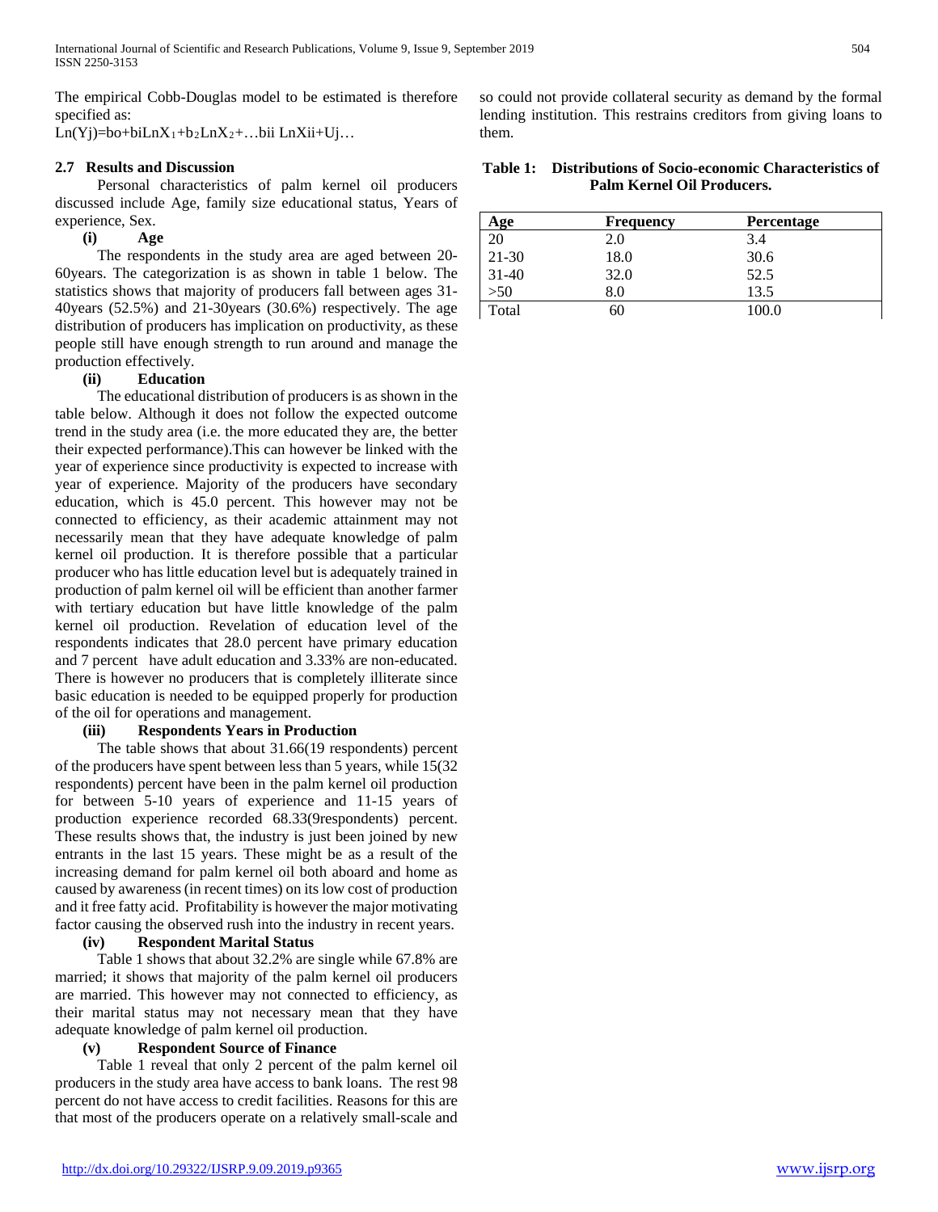The empirical Cobb-Douglas model to be estimated is therefore specified as:

$Ln(Y_j)=b_0+b_iLnX_1+b_2LnX_2+\ldots b_{ii}\ LnX_{ii}+U_j\ldots$

### 2.7 Results and Discussion

Personal characteristics of palm kernel oil producers discussed include Age, family size educational status, Years of experience, Sex.

**(i) Age**

The respondents in the study area are aged between 20-60years. The categorization is as shown in table 1 below. The statistics shows that majority of producers fall between ages 31-40years (52.5%) and 21-30years (30.6%) respectively. The age distribution of producers has implication on productivity, as these people still have enough strength to run around and manage the production effectively.

**(ii) Education**

The educational distribution of producers is as shown in the table below. Although it does not follow the expected outcome trend in the study area (i.e. the more educated they are, the better their expected performance).This can however be linked with the year of experience since productivity is expected to increase with year of experience. Majority of the producers have secondary education, which is 45.0 percent. This however may not be connected to efficiency, as their academic attainment may not necessarily mean that they have adequate knowledge of palm kernel oil production. It is therefore possible that a particular producer who has little education level but is adequately trained in production of palm kernel oil will be efficient than another farmer with tertiary education but have little knowledge of the palm kernel oil production. Revelation of education level of the respondents indicates that 28.0 percent have primary education and 7 percent have adult education and 3.33% are non-educated. There is however no producers that is completely illiterate since basic education is needed to be equipped properly for production of the oil for operations and management.

**(iii) Respondents Years in Production**

The table shows that about 31.66(19 respondents) percent of the producers have spent between less than 5 years, while 15(32 respondents) percent have been in the palm kernel oil production for between 5-10 years of experience and 11-15 years of production experience recorded 68.33(9respondents) percent. These results shows that, the industry is just been joined by new entrants in the last 15 years. These might be as a result of the increasing demand for palm kernel oil both aboard and home as caused by awareness (in recent times) on its low cost of production and it free fatty acid. Profitability is however the major motivating factor causing the observed rush into the industry in recent years.

**(iv) Respondent Marital Status**

Table 1 shows that about 32.2% are single while 67.8% are married; it shows that majority of the palm kernel oil producers are married. This however may not connected to efficiency, as their marital status may not necessary mean that they have adequate knowledge of palm kernel oil production.

**(v) Respondent Source of Finance**

Table 1 reveal that only 2 percent of the palm kernel oil producers in the study area have access to bank loans. The rest 98 percent do not have access to credit facilities. Reasons for this are that most of the producers operate on a relatively small-scale and so could not provide collateral security as demand by the formal lending institution. This restrains creditors from giving loans to them.

**Table 1: Distributions of Socio-economic Characteristics of Palm Kernel Oil Producers.**

| Age | Frequency | Percentage |
|---|---|---|
| 20 | 2.0 | 3.4 |
| 21-30 | 18.0 | 30.6 |
| 31-40 | 32.0 | 52.5 |
| >50 | 8.0 | 13.5 |
| Total | 60 | 100.0 |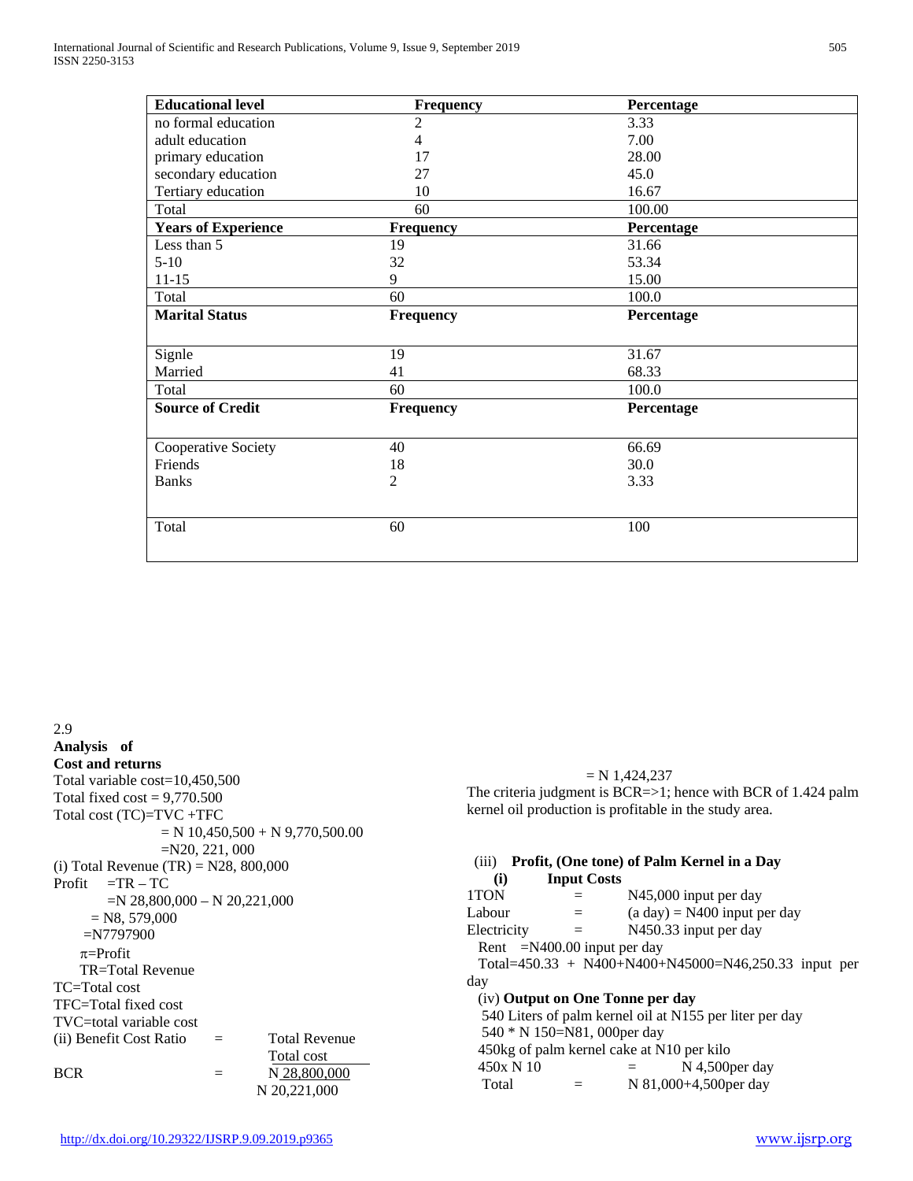| Educational level | Frequency | Percentage |
|---|---|---|
| no formal education | 2 | 3.33 |
| adult education | 4 | 7.00 |
| primary education | 17 | 28.00 |
| secondary education | 27 | 45.0 |
| Tertiary education | 10 | 16.67 |
| Total | 60 | 100.00 |
| **Years of Experience** | **Frequency** | **Percentage** |
| Less than 5 | 19 | 31.66 |
| 5-10 | 32 | 53.34 |
| 11-15 | 9 | 15.00 |
| Total | 60 | 100.0 |
| **Marital Status** | **Frequency** | **Percentage** |
| Signle | 19 | 31.67 |
| Married | 41 | 68.33 |
| Total | 60 | 100.0 |
| **Source of Credit** | **Frequency** | **Percentage** |
| Cooperative Society | 40 | 66.69 |
| Friends | 18 | 30.0 |
| Banks | 2 | 3.33 |
| Total | 60 | 100 |

2.9

**Analysis of Cost and returns**

Total variable cost=10,450,500

Total fixed cost = 9,770.500

Total cost (TC)=TVC +TFC

= N 10,450,500 + N 9,770,500.00

=N20, 221, 000

(i) Total Revenue (TR) = N28, 800,000

Profit =TR – TC

=N 28,800,000 – N 20,221,000

= N8, 579,000

=N7797900

$\pi$=Profit

TR=Total Revenue

TC=Total cost

TFC=Total fixed cost

TVC=total variable cost

(ii) Benefit Cost Ratio = $\frac{\text{Total Revenue}}{\text{Total cost}}$

BCR = $\frac{\text{N } 28,800,000}{\text{N } 20,221,000}$

= N 1,424,237

The criteria judgment is BCR=>1; hence with BCR of 1.424 palm kernel oil production is profitable in the study area.

(iii) **Profit, (One tone) of Palm Kernel in a Day**

**(i) Input Costs**

1TON = N45,000 input per day

Labour = (a day) = N400 input per day

Electricity = N450.33 input per day

Rent =N400.00 input per day

Total=450.33 + N400+N400+N45000=N46,250.33 input per day

(iv) **Output on One Tonne per day**

540 Liters of palm kernel oil at N155 per liter per day

540 * N 150=N81, 000per day

450kg of palm kernel cake at N10 per kilo

450x N 10 = N 4,500per day

Total = N 81,000+4,500per day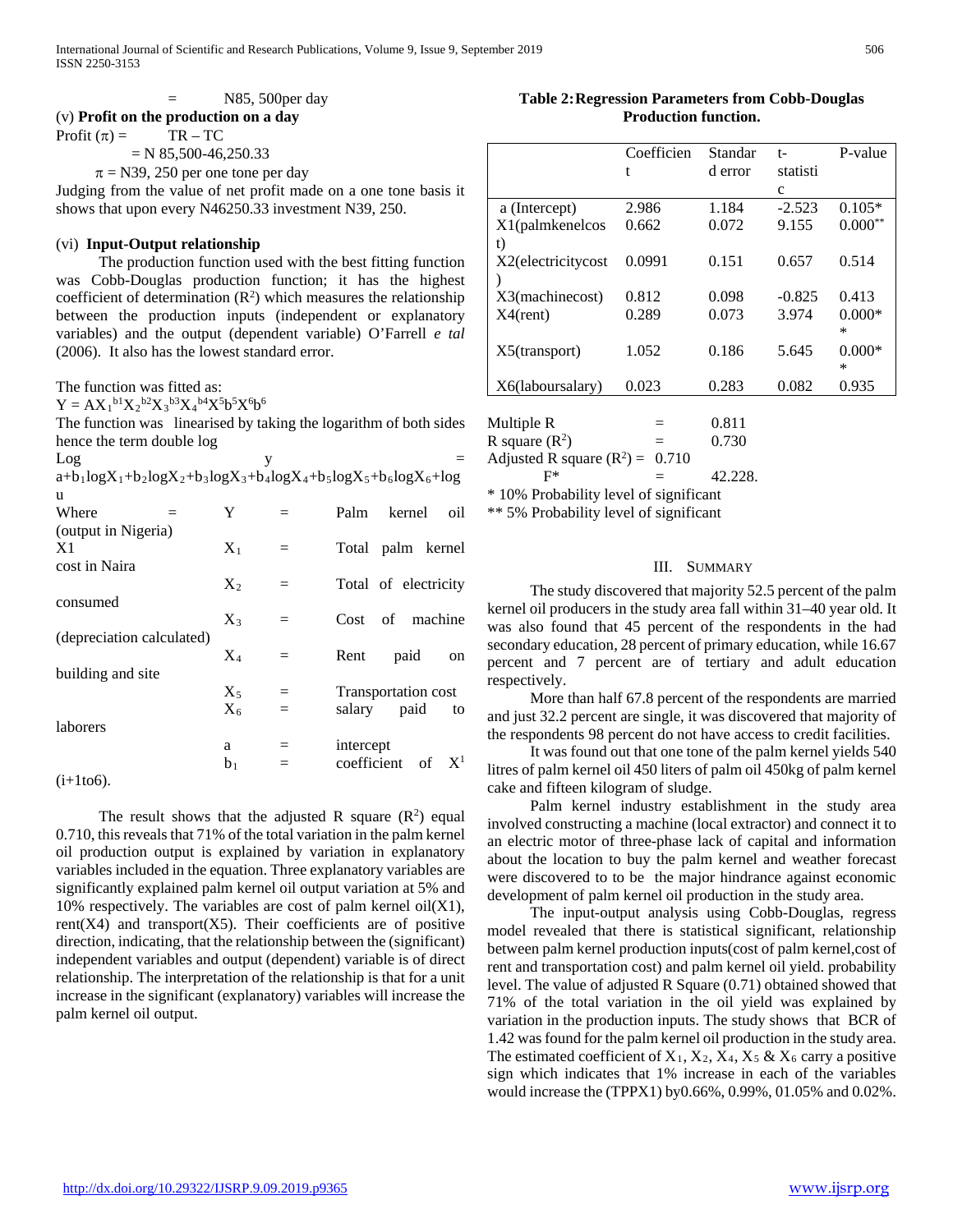= N85, 500per day

(v) **Profit on the production on a day**

Profit ($\pi$) = TR – TC

= N 85,500-46,250.33

$\pi$ = N39, 250 per one tone per day

Judging from the value of net profit made on a one tone basis it shows that upon every N46250.33 investment N39, 250.

(vi) **Input-Output relationship**

The production function used with the best fitting function was Cobb-Douglas production function; it has the highest coefficient of determination ($R^2$) which measures the relationship between the production inputs (independent or explanatory variables) and the output (dependent variable) O'Farrell *e tal* (2006). It also has the lowest standard error.

The function was fitted as:

$Y = AX_1^{b1}X_2^{b2}X_3^{b3}X_4^{b4}X^5b^5X^6b^6$

The function was linearised by taking the logarithm of both sides hence the term double log

$\text{Log } y = a+b_1\log X_1+b_2\log X_2+b_3\log X_3+b_4\log X_4+b_5\log X_5+b_6\log X_6+\log u$

Where = Y = Palm kernel oil (output in Nigeria)

X1 $X_1$ = Total palm kernel cost in Naira

$X_2$ = Total of electricity consumed

$X_3$ = Cost of machine (depreciation calculated)

$X_4$ = Rent paid on building and site

$X_5$ = Transportation cost

$X_6$ = salary paid to laborers

a = intercept

$b_1$ = coefficient of $X^1$ (i+1to6).

The result shows that the adjusted R square ($R^2$) equal 0.710, this reveals that 71% of the total variation in the palm kernel oil production output is explained by variation in explanatory variables included in the equation. Three explanatory variables are significantly explained palm kernel oil output variation at 5% and 10% respectively. The variables are cost of palm kernel oil(X1), rent(X4) and transport(X5). Their coefficients are of positive direction, indicating, that the relationship between the (significant) independent variables and output (dependent) variable is of direct relationship. The interpretation of the relationship is that for a unit increase in the significant (explanatory) variables will increase the palm kernel oil output.

**Table 2: Regression Parameters from Cobb-Douglas Production function.**

| | Coefficient | Standard error | t-statistic | P-value |
|---|---|---|---|---|
| a (Intercept) | 2.986 | 1.184 | -2.523 | 0.105* |
| X1(palmkenelcost) | 0.662 | 0.072 | 9.155 | 0.000** |
| X2(electricitycost) | 0.0991 | 0.151 | 0.657 | 0.514 |
| X3(machinecost) | 0.812 | 0.098 | -0.825 | 0.413 |
| X4(rent) | 0.289 | 0.073 | 3.974 | 0.000** |
| X5(transport) | 1.052 | 0.186 | 5.645 | 0.000** |
| X6(laboursalary) | 0.023 | 0.283 | 0.082 | 0.935 |

Multiple R = 0.811

R square ($R^2$) = 0.730

Adjusted R square ($R^2$) = 0.710

F* = 42.228.

* 10% Probability level of significant

** 5% Probability level of significant

## III. Summary

The study discovered that majority 52.5 percent of the palm kernel oil producers in the study area fall within 31–40 year old. It was also found that 45 percent of the respondents in the had secondary education, 28 percent of primary education, while 16.67 percent and 7 percent are of tertiary and adult education respectively.

More than half 67.8 percent of the respondents are married and just 32.2 percent are single, it was discovered that majority of the respondents 98 percent do not have access to credit facilities.

It was found out that one tone of the palm kernel yields 540 litres of palm kernel oil 450 liters of palm oil 450kg of palm kernel cake and fifteen kilogram of sludge.

Palm kernel industry establishment in the study area involved constructing a machine (local extractor) and connect it to an electric motor of three-phase lack of capital and information about the location to buy the palm kernel and weather forecast were discovered to to be the major hindrance against economic development of palm kernel oil production in the study area.

The input-output analysis using Cobb-Douglas, regress model revealed that there is statistical significant, relationship between palm kernel production inputs(cost of palm kernel,cost of rent and transportation cost) and palm kernel oil yield. probability level. The value of adjusted R Square (0.71) obtained showed that 71% of the total variation in the oil yield was explained by variation in the production inputs. The study shows that BCR of 1.42 was found for the palm kernel oil production in the study area. The estimated coefficient of $X_1$, $X_2$, $X_4$, $X_5$ & $X_6$ carry a positive sign which indicates that 1% increase in each of the variables would increase the (TPPX1) by0.66%, 0.99%, 01.05% and 0.02%.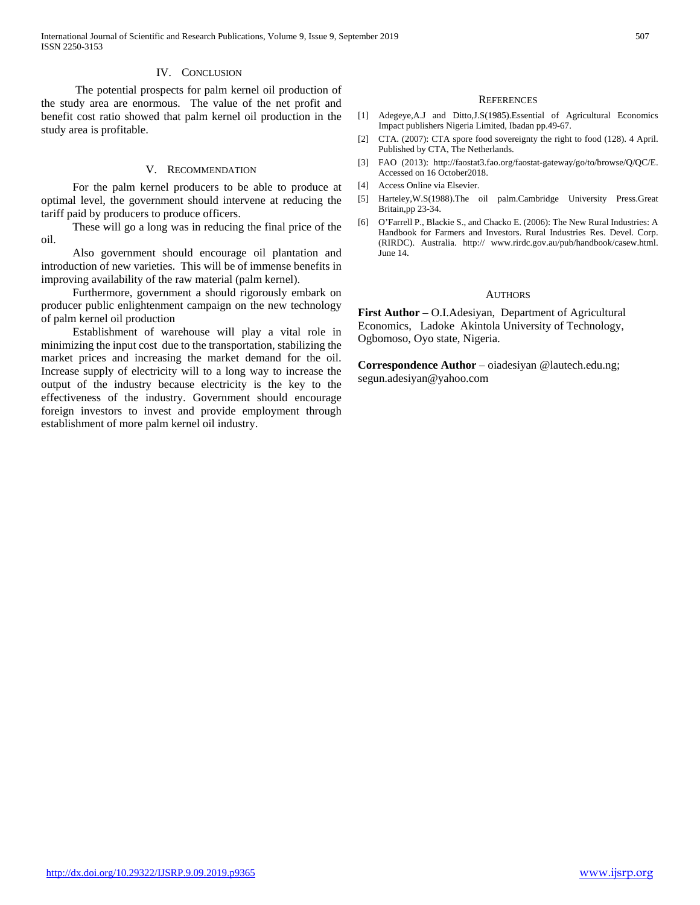## IV. Conclusion

The potential prospects for palm kernel oil production of the study area are enormous. The value of the net profit and benefit cost ratio showed that palm kernel oil production in the study area is profitable.

## V. Recommendation

For the palm kernel producers to be able to produce at optimal level, the government should intervene at reducing the tariff paid by producers to produce officers.

These will go a long was in reducing the final price of the oil.

Also government should encourage oil plantation and introduction of new varieties. This will be of immense benefits in improving availability of the raw material (palm kernel).

Furthermore, government a should rigorously embark on producer public enlightenment campaign on the new technology of palm kernel oil production

Establishment of warehouse will play a vital role in minimizing the input cost due to the transportation, stabilizing the market prices and increasing the market demand for the oil. Increase supply of electricity will to a long way to increase the output of the industry because electricity is the key to the effectiveness of the industry. Government should encourage foreign investors to invest and provide employment through establishment of more palm kernel oil industry.

## References

[1] Adegeye,A.J and Ditto,J.S(1985).Essential of Agricultural Economics Impact publishers Nigeria Limited, Ibadan pp.49-67.

[2] CTA. (2007): CTA spore food sovereignty the right to food (128). 4 April. Published by CTA, The Netherlands.

[3] FAO (2013): http://faostat3.fao.org/faostat-gateway/go/to/browse/Q/QC/E. Accessed on 16 October2018.

[4] Access Online via Elsevier.

[5] Harteley,W.S(1988).The oil palm.Cambridge University Press.Great Britain,pp 23-34.

[6] O'Farrell P., Blackie S., and Chacko E. (2006): The New Rural Industries: A Handbook for Farmers and Investors. Rural Industries Res. Devel. Corp. (RIRDC). Australia. http:// www.rirdc.gov.au/pub/handbook/casew.html. June 14.

## Authors

**First Author** – O.I.Adesiyan, Department of Agricultural Economics, Ladoke Akintola University of Technology, Ogbomoso, Oyo state, Nigeria.

**Correspondence Author** – oiadesiyan @lautech.edu.ng; segun.adesiyan@yahoo.com